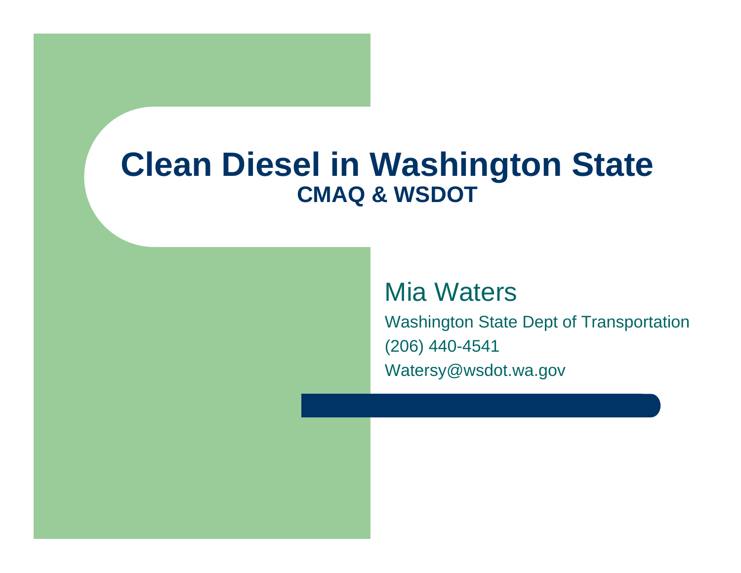# Clean Diesel in Washington State

## CMAQ & WSDOT

Mia Waters

Washington State Dept of Transportation

(206) 440-4541

Watersy@wsdot.wa.gov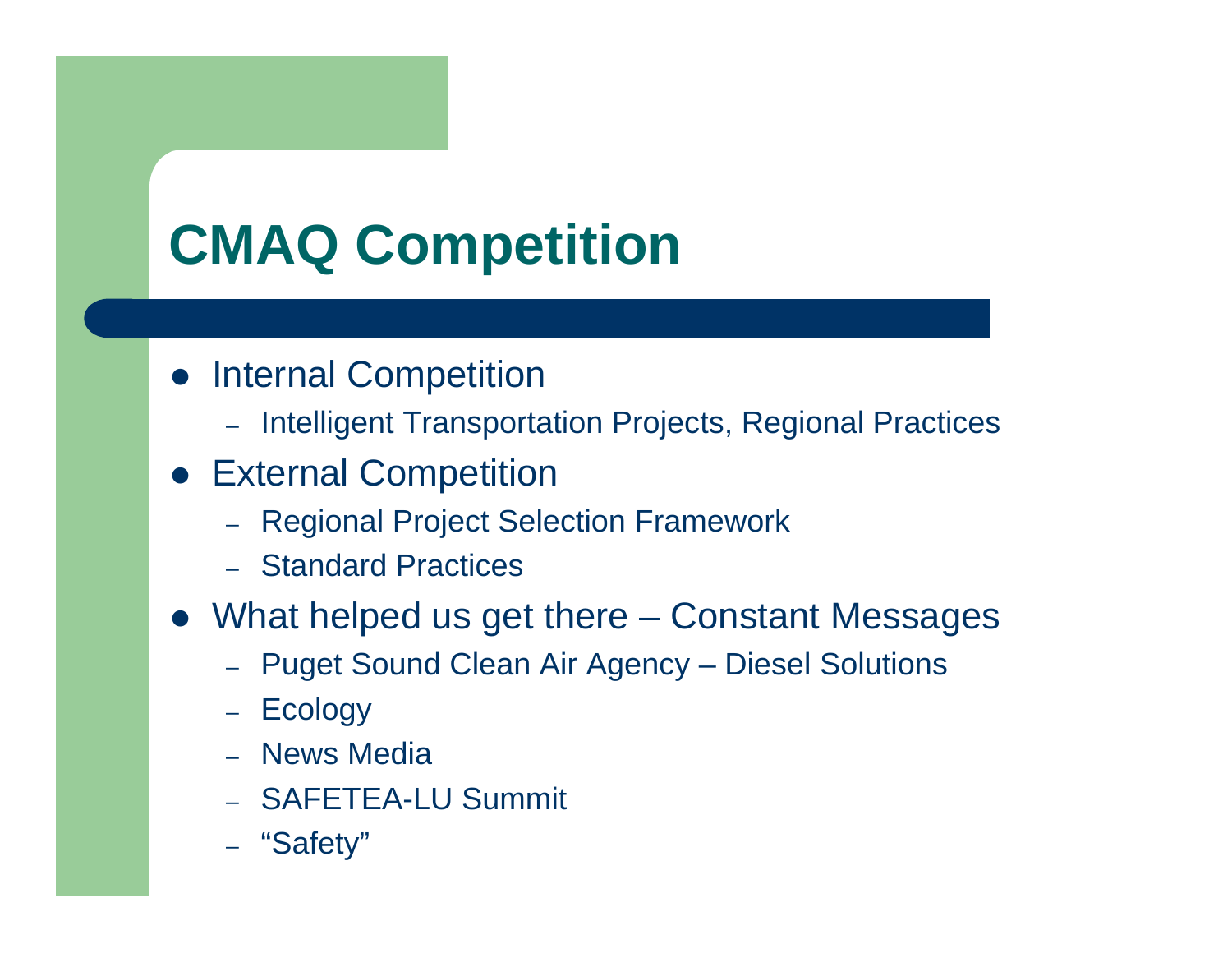# CMAQ Competition

- Internal Competition
  - Intelligent Transportation Projects, Regional Practices
- External Competition
  - Regional Project Selection Framework
  - Standard Practices
- What helped us get there – Constant Messages
  - Puget Sound Clean Air Agency – Diesel Solutions
  - Ecology
  - News Media
  - SAFETEA-LU Summit
  - “Safety”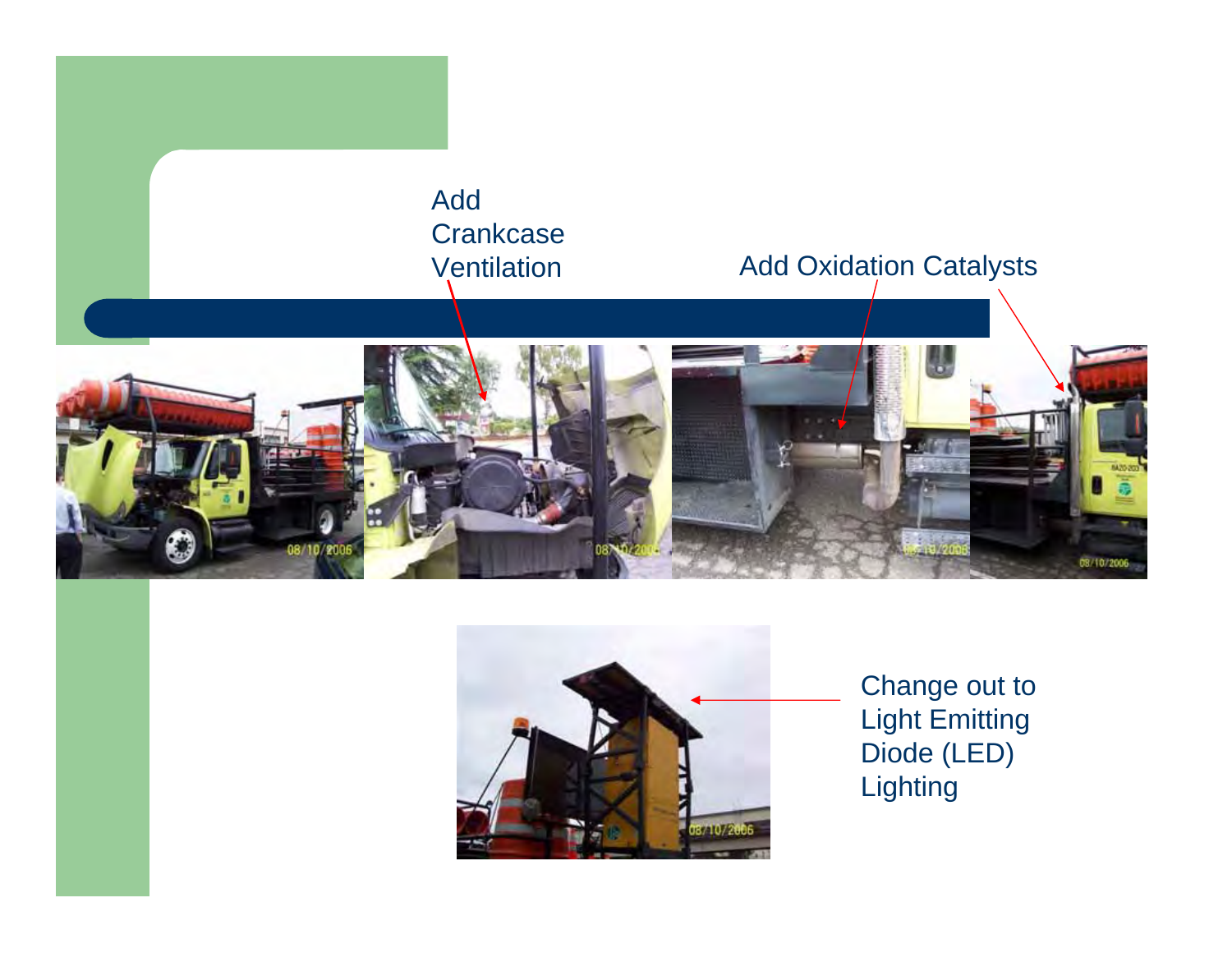Add Crankcase Ventilation

Add Oxidation Catalysts

Change out to Light Emitting Diode (LED) Lighting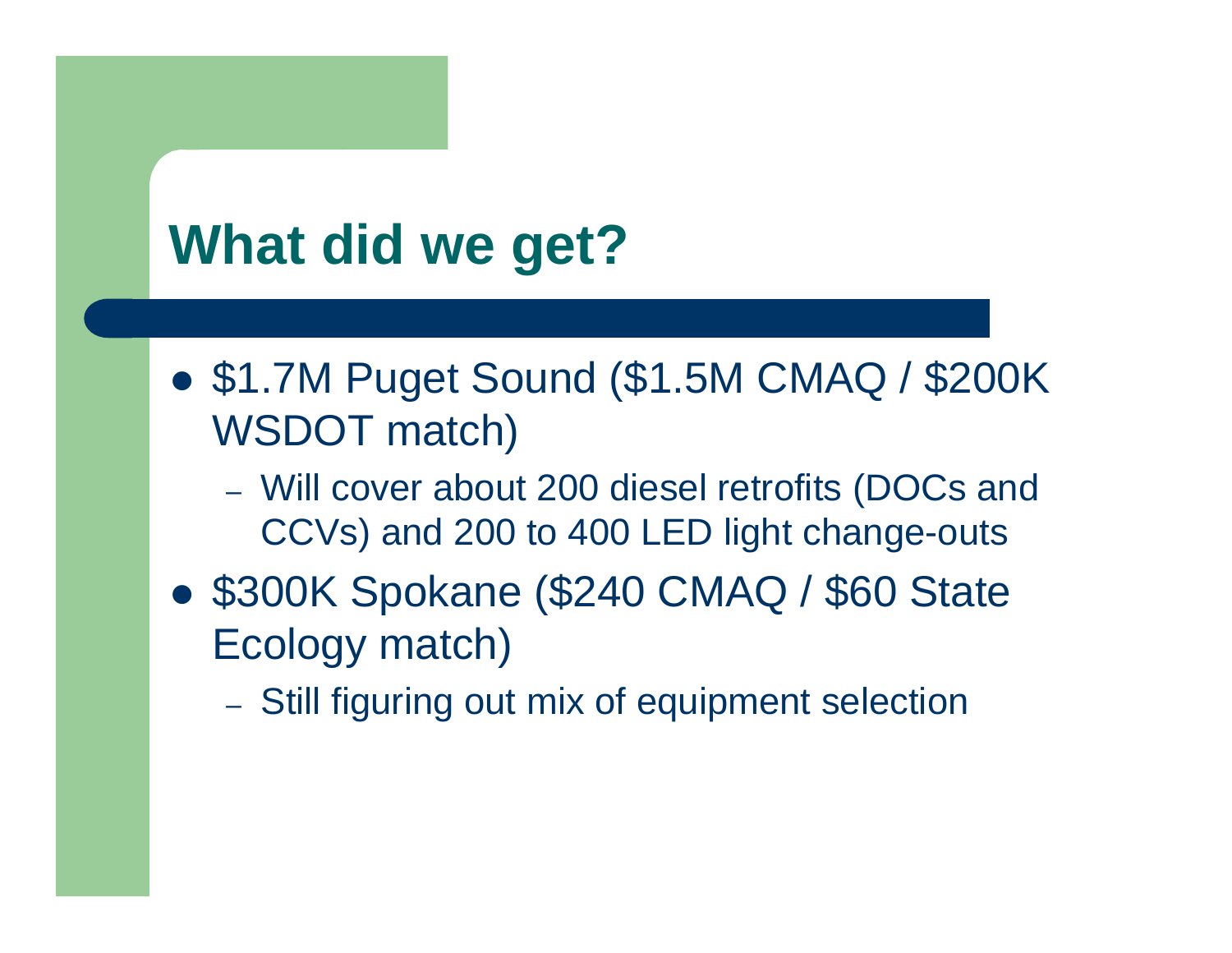# What did we get?

- $1.7M Puget Sound ($1.5M CMAQ / $200K WSDOT match)
  - Will cover about 200 diesel retrofits (DOCs and CCVs) and 200 to 400 LED light change-outs
- $300K Spokane ($240 CMAQ / $60 State Ecology match)
  - Still figuring out mix of equipment selection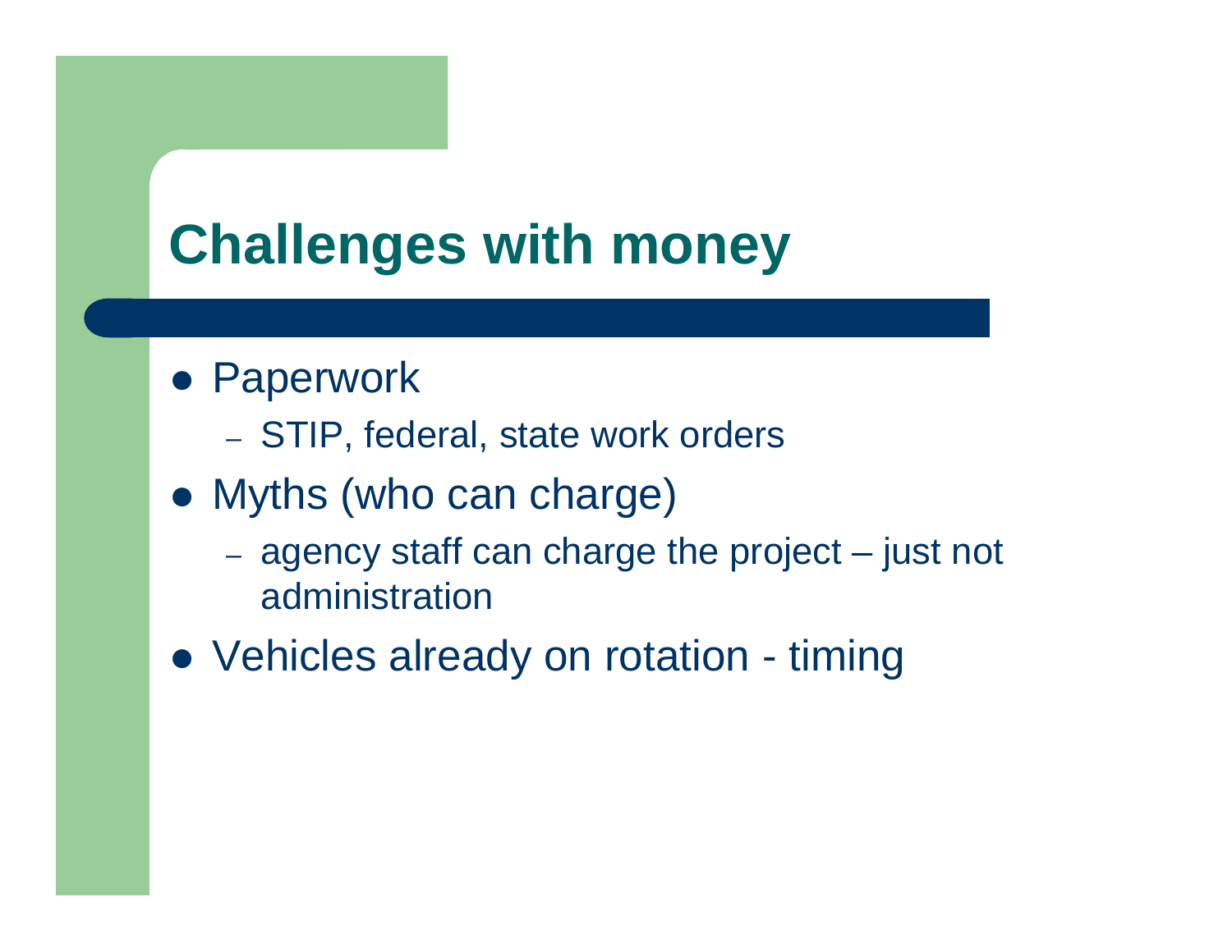# Challenges with money

- Paperwork
  - STIP, federal, state work orders
- Myths (who can charge)
  - agency staff can charge the project – just not administration
- Vehicles already on rotation - timing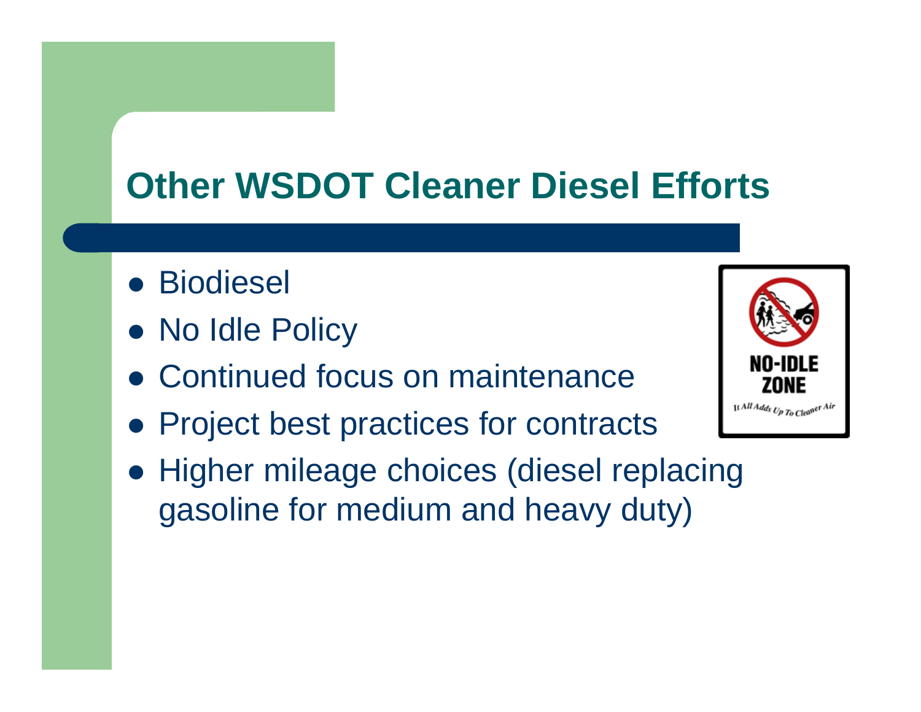# Other WSDOT Cleaner Diesel Efforts

- Biodiesel
- No Idle Policy
- Continued focus on maintenance
- Project best practices for contracts
- Higher mileage choices (diesel replacing gasoline for medium and heavy duty)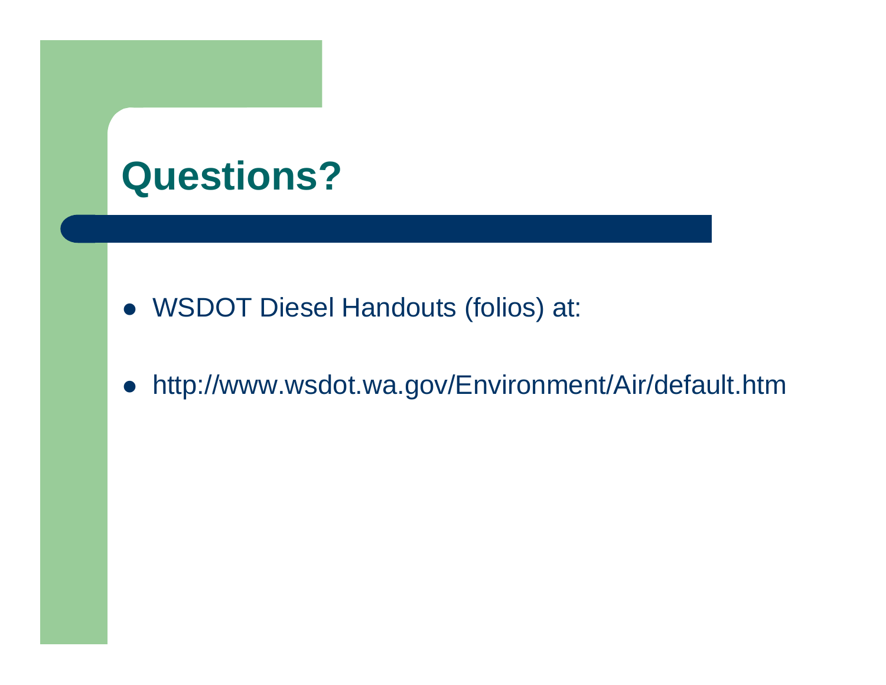# Questions?

- WSDOT Diesel Handouts (folios) at:
- http://www.wsdot.wa.gov/Environment/Air/default.htm